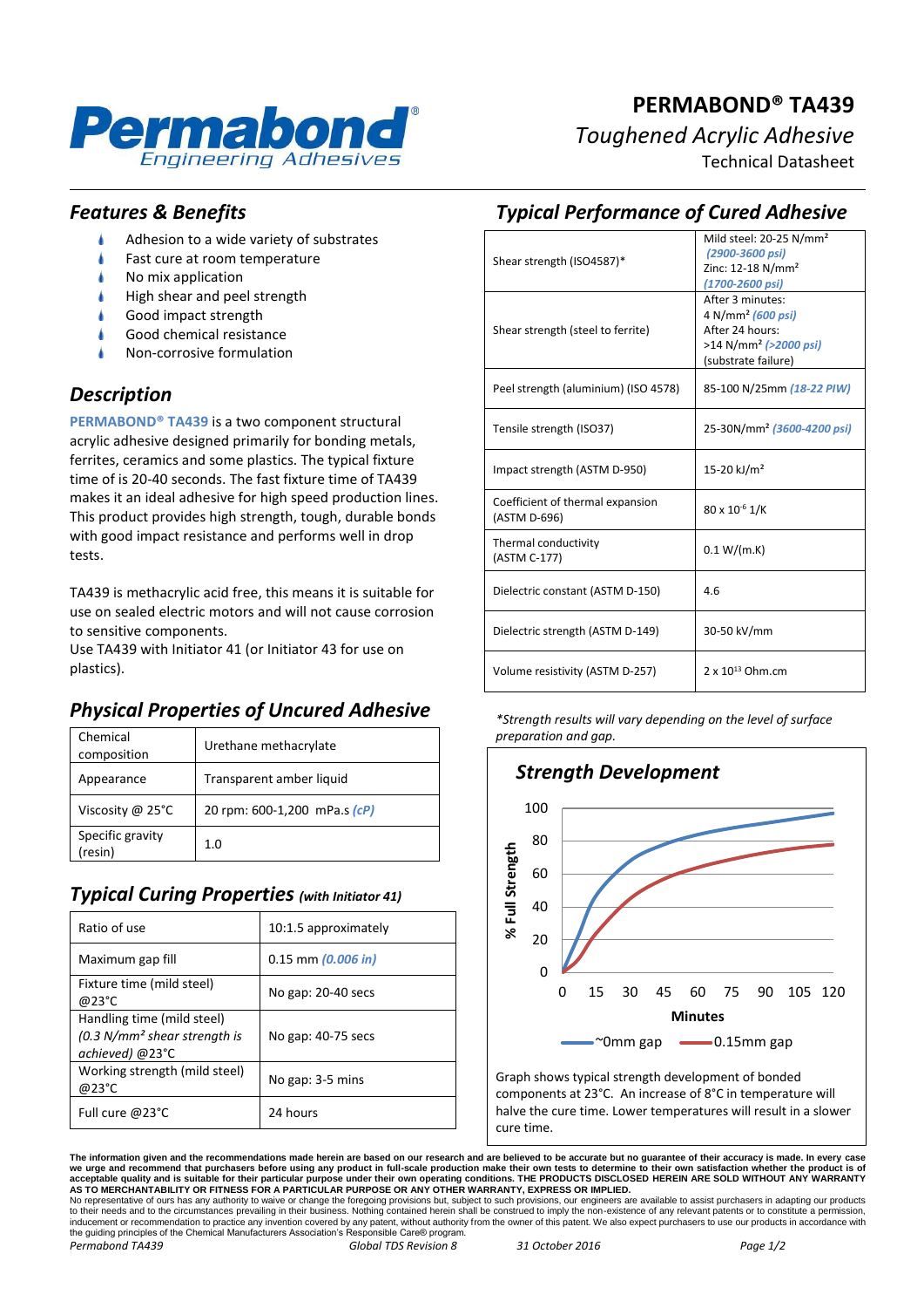# PERMABOND® TA439

*Toughened Acrylic Adhesive*

Technical Datasheet

## *Features & Benefits*

- Adhesion to a wide variety of substrates
- Fast cure at room temperature
- No mix application
- High shear and peel strength
- Good impact strength
- Good chemical resistance
- Non-corrosive formulation

## *Description*

**PERMABOND® TA439** is a two component structural acrylic adhesive designed primarily for bonding metals, ferrites, ceramics and some plastics. The typical fixture time of is 20-40 seconds. The fast fixture time of TA439 makes it an ideal adhesive for high speed production lines. This product provides high strength, tough, durable bonds with good impact resistance and performs well in drop tests.

TA439 is methacrylic acid free, this means it is suitable for use on sealed electric motors and will not cause corrosion to sensitive components.

Use TA439 with Initiator 41 (or Initiator 43 for use on plastics).

## *Physical Properties of Uncured Adhesive*

| Property | Value |
|---|---|
| Chemical composition | Urethane methacrylate |
| Appearance | Transparent amber liquid |
| Viscosity @ 25°C | 20 rpm: 600-1,200 mPa.s *(cP)* |
| Specific gravity (resin) | 1.0 |

## *Typical Curing Properties (with Initiator 41)*

| Property | Value |
|---|---|
| Ratio of use | 10:1.5 approximately |
| Maximum gap fill | 0.15 mm *(0.006 in)* |
| Fixture time (mild steel) @23°C | No gap: 20-40 secs |
| Handling time (mild steel) *(0.3 N/mm² shear strength is achieved)* @23°C | No gap: 40-75 secs |
| Working strength (mild steel) @23°C | No gap: 3-5 mins |
| Full cure @23°C | 24 hours |

## *Typical Performance of Cured Adhesive*

| Property | Value |
|---|---|
| Shear strength (ISO4587)* | Mild steel: 20-25 N/mm² *(2900-3600 psi)* Zinc: 12-18 N/mm² *(1700-2600 psi)* |
| Shear strength (steel to ferrite) | After 3 minutes: 4 N/mm² *(600 psi)* After 24 hours: >14 N/mm² *(>2000 psi)* (substrate failure) |
| Peel strength (aluminium) (ISO 4578) | 85-100 N/25mm *(18-22 PIW)* |
| Tensile strength (ISO37) | 25-30N/mm² *(3600-4200 psi)* |
| Impact strength (ASTM D-950) | 15-20 kJ/m² |
| Coefficient of thermal expansion (ASTM D-696) | $80 \times 10^{-6}$ 1/K |
| Thermal conductivity (ASTM C-177) | 0.1 W/(m.K) |
| Dielectric constant (ASTM D-150) | 4.6 |
| Dielectric strength (ASTM D-149) | 30-50 kV/mm |
| Volume resistivity (ASTM D-257) | $2 \times 10^{13}$ Ohm.cm |

*\*Strength results will vary depending on the level of surface preparation and gap.*

## *Strength Development*

Graph shows typical strength development of bonded components at 23°C. An increase of 8°C in temperature will halve the cure time. Lower temperatures will result in a slower cure time.

The information given and the recommendations made herein are based on our research and are believed to be accurate but no guarantee of their accuracy is made. In every case we urge and recommend that purchasers before using any product in full-scale production make their own tests to determine to their own satisfaction whether the product is of acceptable quality and is suitable for their particular purpose under their own operating conditions. THE PRODUCTS DISCLOSED HEREIN ARE SOLD WITHOUT ANY WARRANTY AS TO MERCHANTABILITY OR FITNESS FOR A PARTICULAR PURPOSE OR ANY OTHER WARRANTY, EXPRESS OR IMPLIED.
No representative of ours has any authority to waive or change the foregoing provisions but, subject to such provisions, our engineers are available to assist purchasers in adapting our products to their needs and to the circumstances prevailing in their business. Nothing contained herein shall be construed to imply the non-existence of any relevant patents or to constitute a permission, inducement or recommendation to practice any invention covered by any patent, without authority from the owner of this patent. We also expect purchasers to use our products in accordance with the guiding principles of the Chemical Manufacturers Association's Responsible Care® program.

Permabond TA439 | Global TDS Revision 8 | 31 October 2016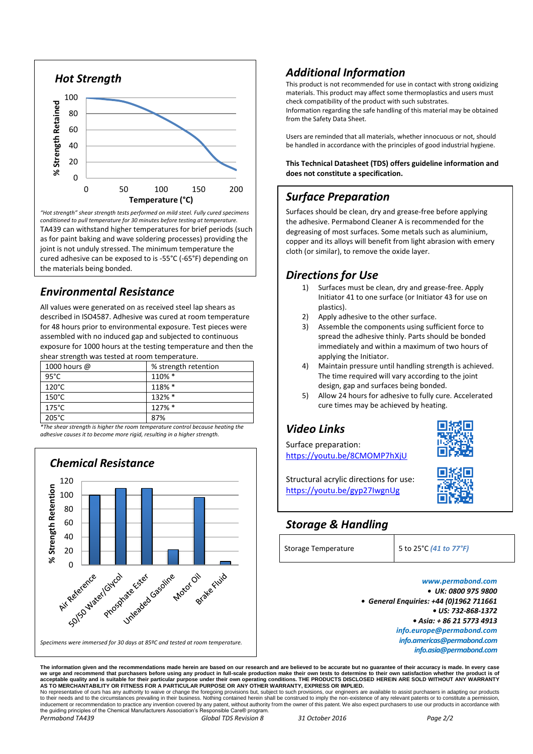## Hot Strength

*"Hot strength" shear strength tests performed on mild steel. Fully cured specimens conditioned to pull temperature for 30 minutes before testing at temperature.*

TA439 can withstand higher temperatures for brief periods (such as for paint baking and wave soldering processes) providing the joint is not unduly stressed. The minimum temperature the cured adhesive can be exposed to is -55°C (-65°F) depending on the materials being bonded.

## Environmental Resistance

All values were generated on as received steel lap shears as described in ISO4587. Adhesive was cured at room temperature for 48 hours prior to environmental exposure. Test pieces were assembled with no induced gap and subjected to continuous exposure for 1000 hours at the testing temperature and then the shear strength was tested at room temperature.

| 1000 hours @ | % strength retention |
|---|---|
| 95°C | 110% * |
| 120°C | 118% * |
| 150°C | 132% * |
| 175°C | 127% * |
| 205°C | 87% |

*\*The shear strength is higher the room temperature control because heating the adhesive causes it to become more rigid, resulting in a higher strength.*

## Chemical Resistance

*Specimens were immersed for 30 days at 85ºC and tested at room temperature.*

## Additional Information

This product is not recommended for use in contact with strong oxidizing materials. This product may affect some thermoplastics and users must check compatibility of the product with such substrates.
Information regarding the safe handling of this material may be obtained from the Safety Data Sheet.

Users are reminded that all materials, whether innocuous or not, should be handled in accordance with the principles of good industrial hygiene.

**This Technical Datasheet (TDS) offers guideline information and does not constitute a specification.**

## Surface Preparation

Surfaces should be clean, dry and grease-free before applying the adhesive. Permabond Cleaner A is recommended for the degreasing of most surfaces. Some metals such as aluminium, copper and its alloys will benefit from light abrasion with emery cloth (or similar), to remove the oxide layer.

## Directions for Use

1) Surfaces must be clean, dry and grease-free. Apply Initiator 41 to one surface (or Initiator 43 for use on plastics).
2) Apply adhesive to the other surface.
3) Assemble the components using sufficient force to spread the adhesive thinly. Parts should be bonded immediately and within a maximum of two hours of applying the Initiator.
4) Maintain pressure until handling strength is achieved. The time required will vary according to the joint design, gap and surfaces being bonded.
5) Allow 24 hours for adhesive to fully cure. Accelerated cure times may be achieved by heating.

## Video Links

Surface preparation:
https://youtu.be/8CMOMP7hXjU

Structural acrylic directions for use:
https://youtu.be/gyp27IwgnUg

## Storage & Handling

| Storage Temperature | 5 to 25°C *(41 to 77°F)* |
|---|---|

***www.permabond.com***
- ***UK: 0800 975 9800***
- ***General Enquiries: +44 (0)1962 711661***
- ***US: 732-868-1372***
- ***Asia: + 86 21 5773 4913***

***info.europe@permabond.com***
***info.americas@permabond.com***
***info.asia@permabond.com***

**The information given and the recommendations made herein are based on our research and are believed to be accurate but no guarantee of their accuracy is made. In every case we urge and recommend that purchasers before using any product in full-scale production make their own tests to determine to their own satisfaction whether the product is of acceptable quality and is suitable for their particular purpose under their own operating conditions. THE PRODUCTS DISCLOSED HEREIN ARE SOLD WITHOUT ANY WARRANTY AS TO MERCHANTABILITY OR FITNESS FOR A PARTICULAR PURPOSE OR ANY OTHER WARRANTY, EXPRESS OR IMPLIED.**
No representative of ours has any authority to waive or change the foregoing provisions but, subject to such provisions, our engineers are available to assist purchasers in adapting our products to their needs and to the circumstances prevailing in their business. Nothing contained herein shall be construed to imply the non-existence of any relevant patents or to constitute a permission, inducement or recommendation to practice any invention covered by any patent, without authority from the owner of this patent. We also expect purchasers to use our products in accordance with the guiding principles of the Chemical Manufacturers Association's Responsible Care® program.

*Permabond TA439* *Global TDS Revision 8* *31 October 2016*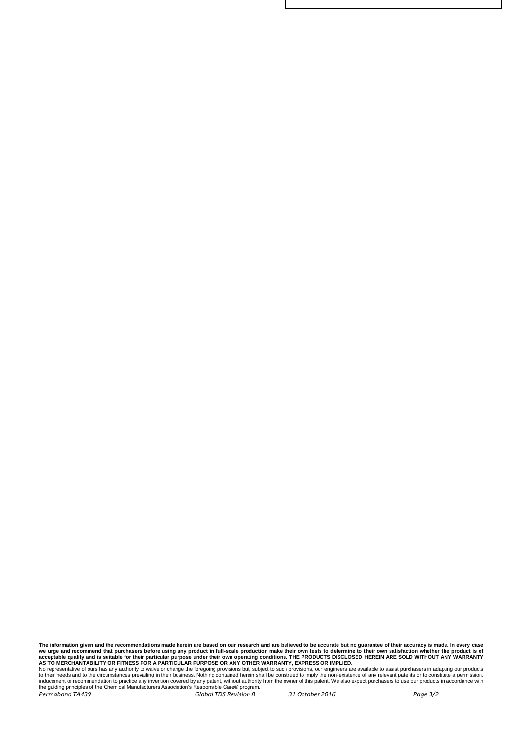**The information given and the recommendations made herein are based on our research and are believed to be accurate but no guarantee of their accuracy is made. In every case we urge and recommend that purchasers before using any product in full-scale production make their own tests to determine to their own satisfaction whether the product is of acceptable quality and is suitable for their particular purpose under their own operating conditions. THE PRODUCTS DISCLOSED HEREIN ARE SOLD WITHOUT ANY WARRANTY AS TO MERCHANTABILITY OR FITNESS FOR A PARTICULAR PURPOSE OR ANY OTHER WARRANTY, EXPRESS OR IMPLIED.**

No representative of ours has any authority to waive or change the foregoing provisions but, subject to such provisions, our engineers are available to assist purchasers in adapting our products to their needs and to the circumstances prevailing in their business. Nothing contained herein shall be construed to imply the non-existence of any relevant patents or to constitute a permission, inducement or recommendation to practice any invention covered by any patent, without authority from the owner of this patent. We also expect purchasers to use our products in accordance with the guiding principles of the Chemical Manufacturers Association's Responsible Care® program.